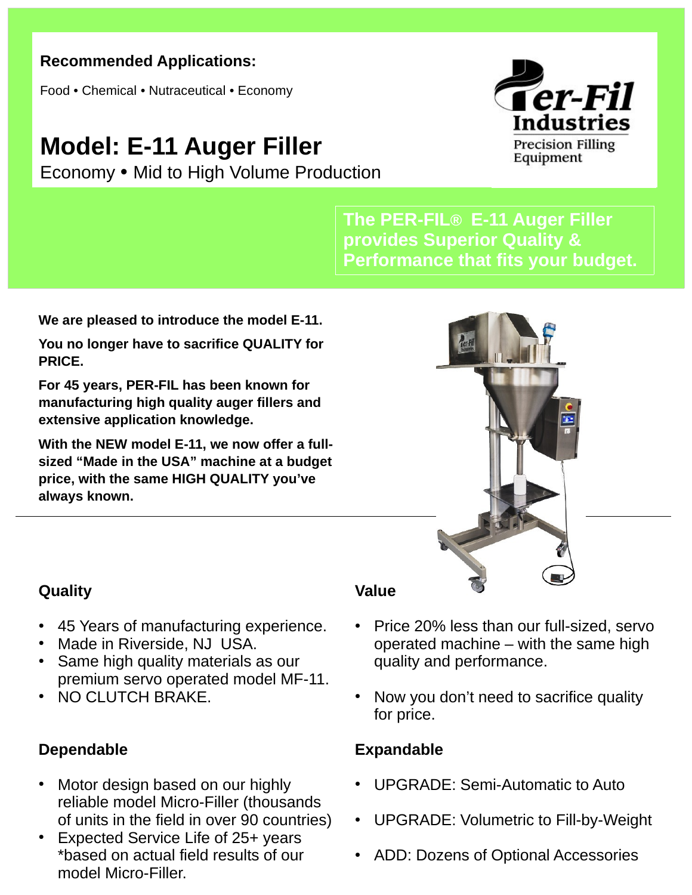**Recommended Applications:**

Food • Chemical • Nutraceutical • Economy

# Model: E-11 Auger Filler

Economy • Mid to High Volume Production

Per-Fil Industries
Precision Filling Equipment

**The PER-FIL® E-11 Auger Filler provides Superior Quality & Performance that fits your budget.**

**We are pleased to introduce the model E-11.**

**You no longer have to sacrifice QUALITY for PRICE.**

**For 45 years, PER-FIL has been known for manufacturing high quality auger fillers and extensive application knowledge.**

**With the NEW model E-11, we now offer a full-sized "Made in the USA" machine at a budget price, with the same HIGH QUALITY you've always known.**

---

### Quality

- 45 Years of manufacturing experience.
- Made in Riverside, NJ USA.
- Same high quality materials as our premium servo operated model MF-11.
- NO CLUTCH BRAKE.

### Value

- Price 20% less than our full-sized, servo operated machine – with the same high quality and performance.
- Now you don't need to sacrifice quality for price.

### Dependable

- Motor design based on our highly reliable model Micro-Filler (thousands of units in the field in over 90 countries)
- Expected Service Life of 25+ years *based on actual field results of our model Micro-Filler.

### Expandable

- UPGRADE: Semi-Automatic to Auto
- UPGRADE: Volumetric to Fill-by-Weight
- ADD: Dozens of Optional Accessories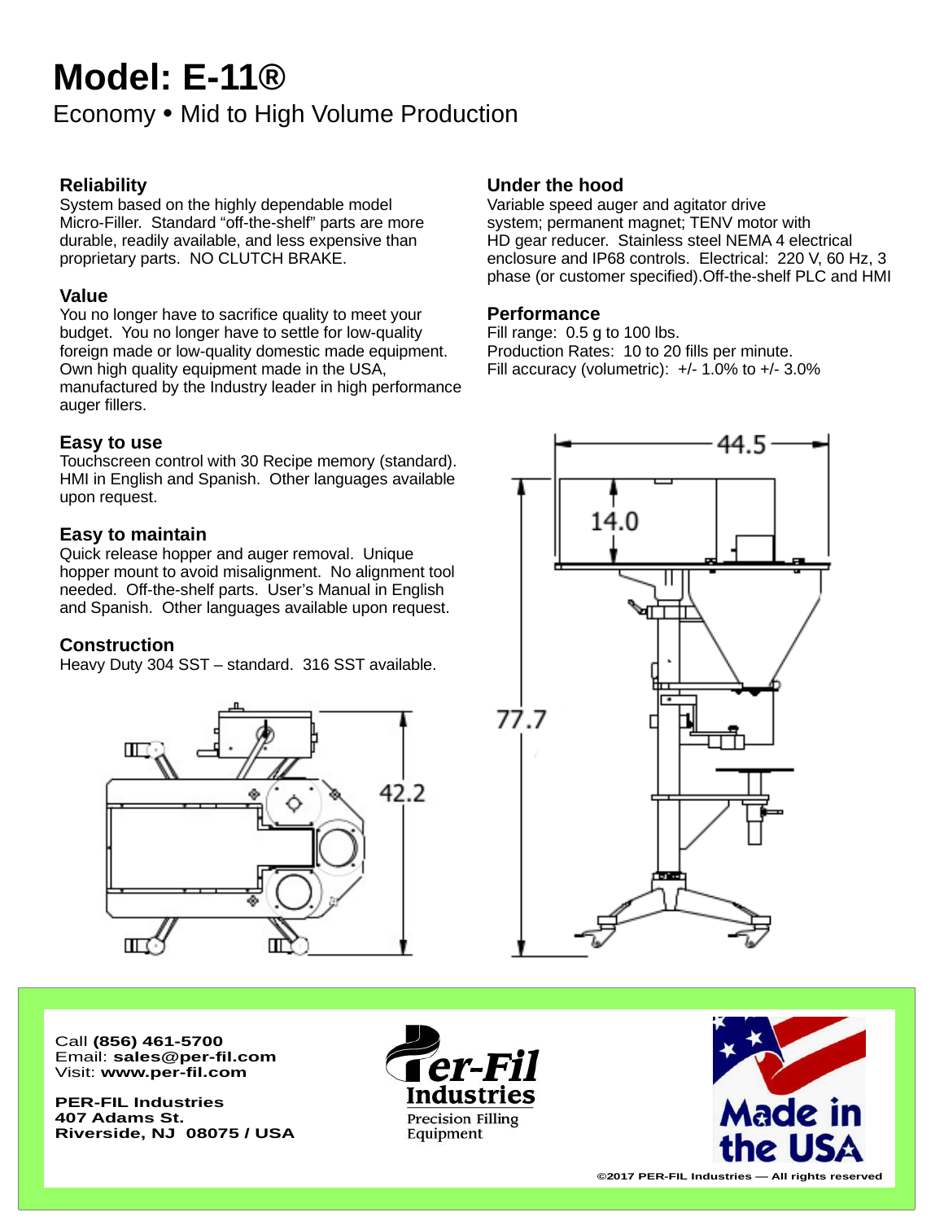# Model: E-11®

Economy • Mid to High Volume Production

## Reliability

System based on the highly dependable model Micro-Filler. Standard "off-the-shelf" parts are more durable, readily available, and less expensive than proprietary parts. NO CLUTCH BRAKE.

## Value

You no longer have to sacrifice quality to meet your budget. You no longer have to settle for low-quality foreign made or low-quality domestic made equipment. Own high quality equipment made in the USA, manufactured by the Industry leader in high performance auger fillers.

## Easy to use

Touchscreen control with 30 Recipe memory (standard). HMI in English and Spanish. Other languages available upon request.

## Easy to maintain

Quick release hopper and auger removal. Unique hopper mount to avoid misalignment. No alignment tool needed. Off-the-shelf parts. User's Manual in English and Spanish. Other languages available upon request.

## Construction

Heavy Duty 304 SST – standard. 316 SST available.

## Under the hood

Variable speed auger and agitator drive system; permanent magnet; TENV motor with HD gear reducer. Stainless steel NEMA 4 electrical enclosure and IP68 controls. Electrical: 220 V, 60 Hz, 3 phase (or customer specified).Off-the-shelf PLC and HMI

## Performance

Fill range: 0.5 g to 100 lbs.
Production Rates: 10 to 20 fills per minute.
Fill accuracy (volumetric): +/- 1.0% to +/- 3.0%

42.2

44.5

14.0

77.7

Call **(856) 461-5700**
Email: **sales@per-fil.com**
Visit: **www.per-fil.com**

**PER-FIL Industries**
**407 Adams St.**
**Riverside, NJ 08075 / USA**

Per-Fil Industries
Precision Filling Equipment

Made in the USA

©2017 PER-FIL Industries — All rights reserved